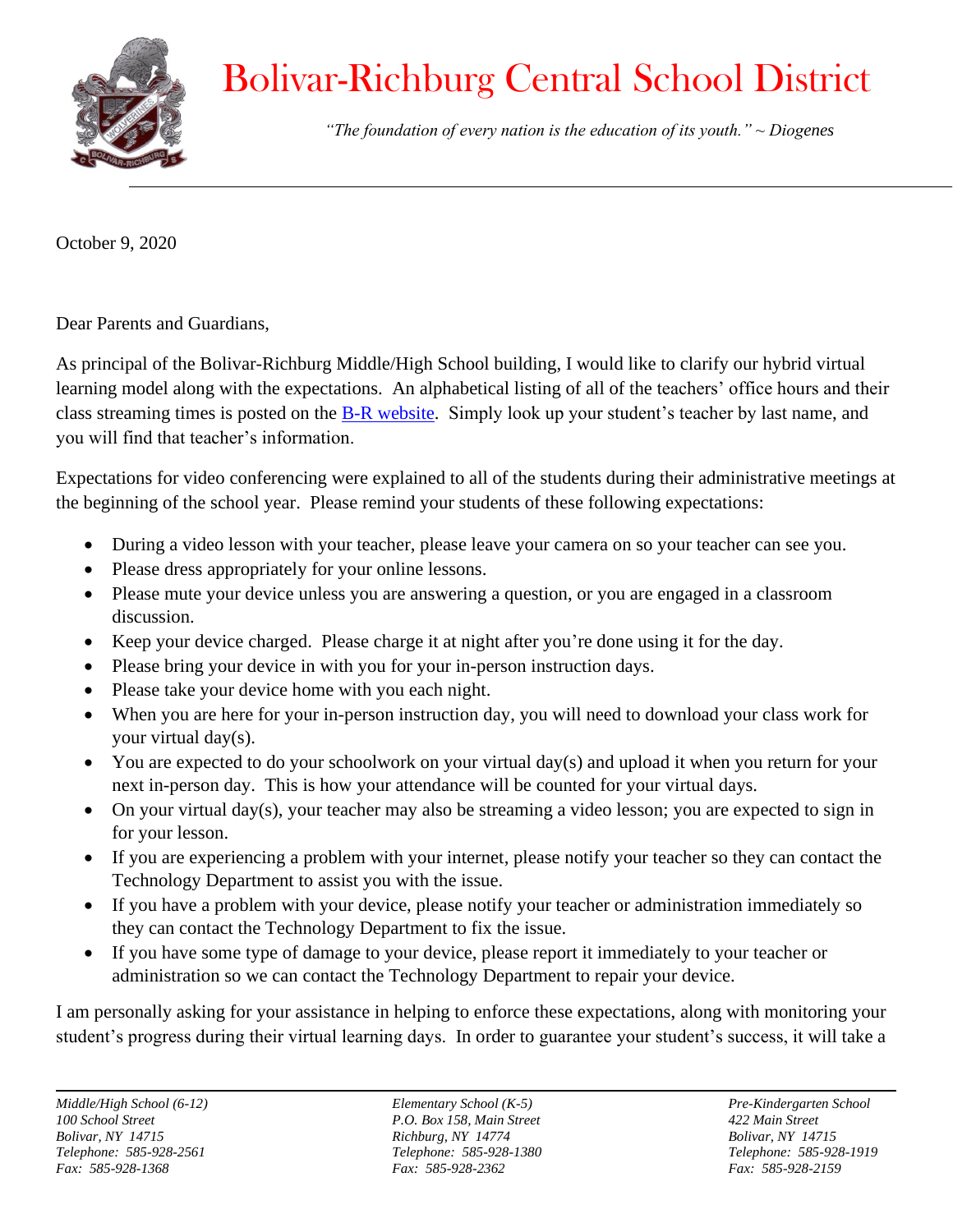# Bolivar-Richburg Central School District

*"The foundation of every nation is the education of its youth." ~ Diogenes*

October 9, 2020

Dear Parents and Guardians,

As principal of the Bolivar-Richburg Middle/High School building, I would like to clarify our hybrid virtual learning model along with the expectations. An alphabetical listing of all of the teachers' office hours and their class streaming times is posted on the B-R website. Simply look up your student's teacher by last name, and you will find that teacher's information.

Expectations for video conferencing were explained to all of the students during their administrative meetings at the beginning of the school year. Please remind your students of these following expectations:

- During a video lesson with your teacher, please leave your camera on so your teacher can see you.
- Please dress appropriately for your online lessons.
- Please mute your device unless you are answering a question, or you are engaged in a classroom discussion.
- Keep your device charged. Please charge it at night after you're done using it for the day.
- Please bring your device in with you for your in-person instruction days.
- Please take your device home with you each night.
- When you are here for your in-person instruction day, you will need to download your class work for your virtual day(s).
- You are expected to do your schoolwork on your virtual day(s) and upload it when you return for your next in-person day. This is how your attendance will be counted for your virtual days.
- On your virtual day(s), your teacher may also be streaming a video lesson; you are expected to sign in for your lesson.
- If you are experiencing a problem with your internet, please notify your teacher so they can contact the Technology Department to assist you with the issue.
- If you have a problem with your device, please notify your teacher or administration immediately so they can contact the Technology Department to fix the issue.
- If you have some type of damage to your device, please report it immediately to your teacher or administration so we can contact the Technology Department to repair your device.

I am personally asking for your assistance in helping to enforce these expectations, along with monitoring your student's progress during their virtual learning days. In order to guarantee your student's success, it will take a

*Middle/High School (6-12)*
*100 School Street*
*Bolivar, NY 14715*
*Telephone: 585-928-2561*
*Fax: 585-928-1368*

*Elementary School (K-5)*
*P.O. Box 158, Main Street*
*Richburg, NY 14774*
*Telephone: 585-928-1380*
*Fax: 585-928-2362*

*Pre-Kindergarten School*
*422 Main Street*
*Bolivar, NY 14715*
*Telephone: 585-928-1919*
*Fax: 585-928-2159*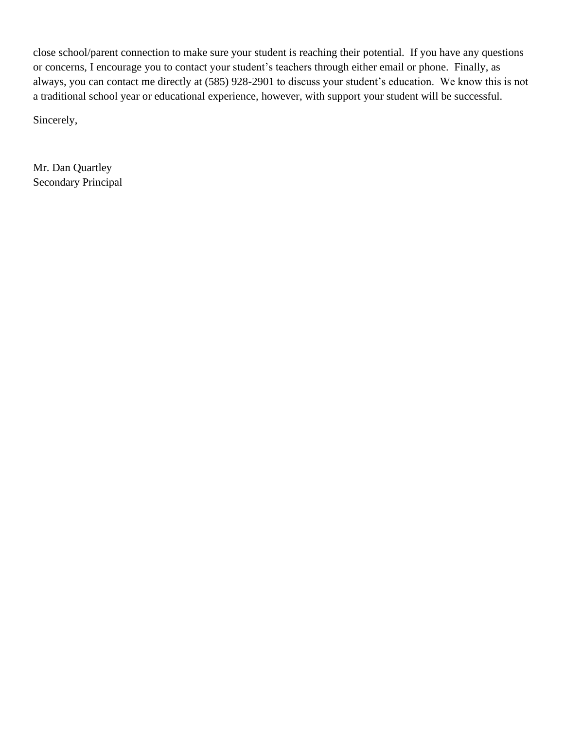close school/parent connection to make sure your student is reaching their potential.  If you have any questions or concerns, I encourage you to contact your student's teachers through either email or phone.  Finally, as always, you can contact me directly at (585) 928-2901 to discuss your student's education.  We know this is not a traditional school year or educational experience, however, with support your student will be successful.

Sincerely,

Mr. Dan Quartley
Secondary Principal